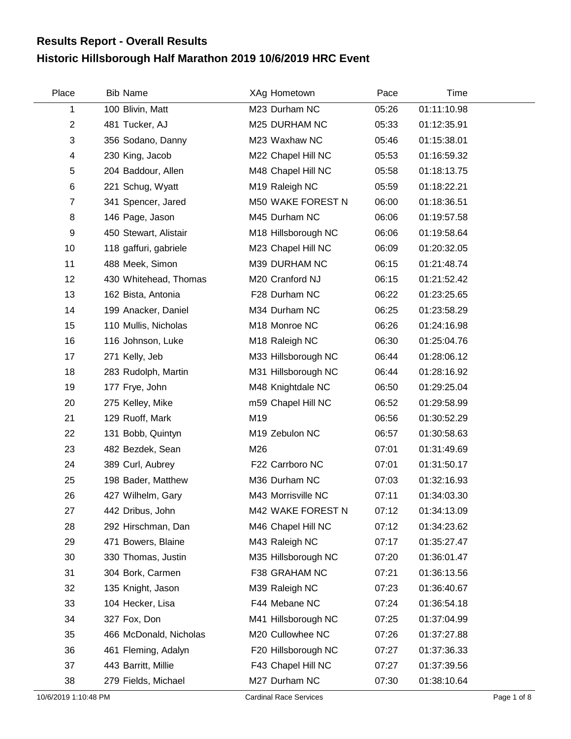## Results Report - Overall Results
## Historic Hillsborough Half Marathon 2019 10/6/2019 HRC Event

| Place | Bib | Name | XAg | Hometown | Pace | Time |
|---|---|---|---|---|---|---|
| 1 | 100 | Blivin, Matt | M23 | Durham NC | 05:26 | 01:11:10.98 |
| 2 | 481 | Tucker, AJ | M25 | DURHAM NC | 05:33 | 01:12:35.91 |
| 3 | 356 | Sodano, Danny | M23 | Waxhaw NC | 05:46 | 01:15:38.01 |
| 4 | 230 | King, Jacob | M22 | Chapel Hill NC | 05:53 | 01:16:59.32 |
| 5 | 204 | Baddour, Allen | M48 | Chapel Hill NC | 05:58 | 01:18:13.75 |
| 6 | 221 | Schug, Wyatt | M19 | Raleigh NC | 05:59 | 01:18:22.21 |
| 7 | 341 | Spencer, Jared | M50 | WAKE FOREST N | 06:00 | 01:18:36.51 |
| 8 | 146 | Page, Jason | M45 | Durham NC | 06:06 | 01:19:57.58 |
| 9 | 450 | Stewart, Alistair | M18 | Hillsborough NC | 06:06 | 01:19:58.64 |
| 10 | 118 | gaffuri, gabriele | M23 | Chapel Hill NC | 06:09 | 01:20:32.05 |
| 11 | 488 | Meek, Simon | M39 | DURHAM NC | 06:15 | 01:21:48.74 |
| 12 | 430 | Whitehead, Thomas | M20 | Cranford NJ | 06:15 | 01:21:52.42 |
| 13 | 162 | Bista, Antonia | F28 | Durham NC | 06:22 | 01:23:25.65 |
| 14 | 199 | Anacker, Daniel | M34 | Durham NC | 06:25 | 01:23:58.29 |
| 15 | 110 | Mullis, Nicholas | M18 | Monroe NC | 06:26 | 01:24:16.98 |
| 16 | 116 | Johnson, Luke | M18 | Raleigh NC | 06:30 | 01:25:04.76 |
| 17 | 271 | Kelly, Jeb | M33 | Hillsborough NC | 06:44 | 01:28:06.12 |
| 18 | 283 | Rudolph, Martin | M31 | Hillsborough NC | 06:44 | 01:28:16.92 |
| 19 | 177 | Frye, John | M48 | Knightdale NC | 06:50 | 01:29:25.04 |
| 20 | 275 | Kelley, Mike | m59 | Chapel Hill NC | 06:52 | 01:29:58.99 |
| 21 | 129 | Ruoff, Mark | M19 | | 06:56 | 01:30:52.29 |
| 22 | 131 | Bobb, Quintyn | M19 | Zebulon NC | 06:57 | 01:30:58.63 |
| 23 | 482 | Bezdek, Sean | M26 | | 07:01 | 01:31:49.69 |
| 24 | 389 | Curl, Aubrey | F22 | Carrboro NC | 07:01 | 01:31:50.17 |
| 25 | 198 | Bader, Matthew | M36 | Durham NC | 07:03 | 01:32:16.93 |
| 26 | 427 | Wilhelm, Gary | M43 | Morrisville NC | 07:11 | 01:34:03.30 |
| 27 | 442 | Dribus, John | M42 | WAKE FOREST N | 07:12 | 01:34:13.09 |
| 28 | 292 | Hirschman, Dan | M46 | Chapel Hill NC | 07:12 | 01:34:23.62 |
| 29 | 471 | Bowers, Blaine | M43 | Raleigh NC | 07:17 | 01:35:27.47 |
| 30 | 330 | Thomas, Justin | M35 | Hillsborough NC | 07:20 | 01:36:01.47 |
| 31 | 304 | Bork, Carmen | F38 | GRAHAM NC | 07:21 | 01:36:13.56 |
| 32 | 135 | Knight, Jason | M39 | Raleigh NC | 07:23 | 01:36:40.67 |
| 33 | 104 | Hecker, Lisa | F44 | Mebane NC | 07:24 | 01:36:54.18 |
| 34 | 327 | Fox, Don | M41 | Hillsborough NC | 07:25 | 01:37:04.99 |
| 35 | 466 | McDonald, Nicholas | M20 | Cullowhee NC | 07:26 | 01:37:27.88 |
| 36 | 461 | Fleming, Adalyn | F20 | Hillsborough NC | 07:27 | 01:37:36.33 |
| 37 | 443 | Barritt, Millie | F43 | Chapel Hill NC | 07:27 | 01:37:39.56 |
| 38 | 279 | Fields, Michael | M27 | Durham NC | 07:30 | 01:38:10.64 |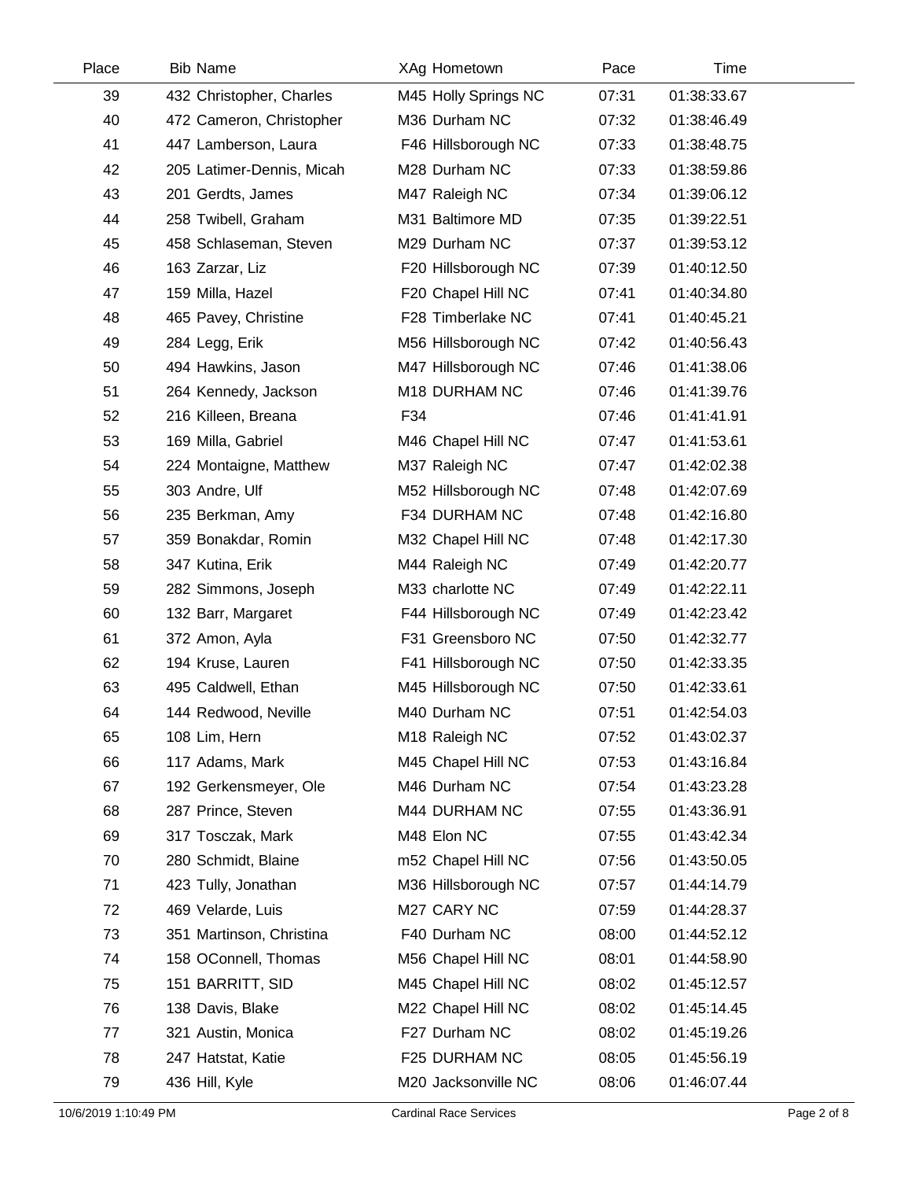| Place | Bib | Name | XAg | Hometown | Pace | Time |
|---|---|---|---|---|---|---|
| 39 | 432 | Christopher, Charles | M45 | Holly Springs NC | 07:31 | 01:38:33.67 |
| 40 | 472 | Cameron, Christopher | M36 | Durham NC | 07:32 | 01:38:46.49 |
| 41 | 447 | Lamberson, Laura | F46 | Hillsborough NC | 07:33 | 01:38:48.75 |
| 42 | 205 | Latimer-Dennis, Micah | M28 | Durham NC | 07:33 | 01:38:59.86 |
| 43 | 201 | Gerdts, James | M47 | Raleigh NC | 07:34 | 01:39:06.12 |
| 44 | 258 | Twibell, Graham | M31 | Baltimore MD | 07:35 | 01:39:22.51 |
| 45 | 458 | Schlaseman, Steven | M29 | Durham NC | 07:37 | 01:39:53.12 |
| 46 | 163 | Zarzar, Liz | F20 | Hillsborough NC | 07:39 | 01:40:12.50 |
| 47 | 159 | Milla, Hazel | F20 | Chapel Hill NC | 07:41 | 01:40:34.80 |
| 48 | 465 | Pavey, Christine | F28 | Timberlake NC | 07:41 | 01:40:45.21 |
| 49 | 284 | Legg, Erik | M56 | Hillsborough NC | 07:42 | 01:40:56.43 |
| 50 | 494 | Hawkins, Jason | M47 | Hillsborough NC | 07:46 | 01:41:38.06 |
| 51 | 264 | Kennedy, Jackson | M18 | DURHAM NC | 07:46 | 01:41:39.76 |
| 52 | 216 | Killeen, Breana | F34 | | 07:46 | 01:41:41.91 |
| 53 | 169 | Milla, Gabriel | M46 | Chapel Hill NC | 07:47 | 01:41:53.61 |
| 54 | 224 | Montaigne, Matthew | M37 | Raleigh NC | 07:47 | 01:42:02.38 |
| 55 | 303 | Andre, Ulf | M52 | Hillsborough NC | 07:48 | 01:42:07.69 |
| 56 | 235 | Berkman, Amy | F34 | DURHAM NC | 07:48 | 01:42:16.80 |
| 57 | 359 | Bonakdar, Romin | M32 | Chapel Hill NC | 07:48 | 01:42:17.30 |
| 58 | 347 | Kutina, Erik | M44 | Raleigh NC | 07:49 | 01:42:20.77 |
| 59 | 282 | Simmons, Joseph | M33 | charlotte NC | 07:49 | 01:42:22.11 |
| 60 | 132 | Barr, Margaret | F44 | Hillsborough NC | 07:49 | 01:42:23.42 |
| 61 | 372 | Amon, Ayla | F31 | Greensboro NC | 07:50 | 01:42:32.77 |
| 62 | 194 | Kruse, Lauren | F41 | Hillsborough NC | 07:50 | 01:42:33.35 |
| 63 | 495 | Caldwell, Ethan | M45 | Hillsborough NC | 07:50 | 01:42:33.61 |
| 64 | 144 | Redwood, Neville | M40 | Durham NC | 07:51 | 01:42:54.03 |
| 65 | 108 | Lim, Hern | M18 | Raleigh NC | 07:52 | 01:43:02.37 |
| 66 | 117 | Adams, Mark | M45 | Chapel Hill NC | 07:53 | 01:43:16.84 |
| 67 | 192 | Gerkensmeyer, Ole | M46 | Durham NC | 07:54 | 01:43:23.28 |
| 68 | 287 | Prince, Steven | M44 | DURHAM NC | 07:55 | 01:43:36.91 |
| 69 | 317 | Tosczak, Mark | M48 | Elon NC | 07:55 | 01:43:42.34 |
| 70 | 280 | Schmidt, Blaine | m52 | Chapel Hill NC | 07:56 | 01:43:50.05 |
| 71 | 423 | Tully, Jonathan | M36 | Hillsborough NC | 07:57 | 01:44:14.79 |
| 72 | 469 | Velarde, Luis | M27 | CARY NC | 07:59 | 01:44:28.37 |
| 73 | 351 | Martinson, Christina | F40 | Durham NC | 08:00 | 01:44:52.12 |
| 74 | 158 | OConnell, Thomas | M56 | Chapel Hill NC | 08:01 | 01:44:58.90 |
| 75 | 151 | BARRITT, SID | M45 | Chapel Hill NC | 08:02 | 01:45:12.57 |
| 76 | 138 | Davis, Blake | M22 | Chapel Hill NC | 08:02 | 01:45:14.45 |
| 77 | 321 | Austin, Monica | F27 | Durham NC | 08:02 | 01:45:19.26 |
| 78 | 247 | Hatstat, Katie | F25 | DURHAM NC | 08:05 | 01:45:56.19 |
| 79 | 436 | Hill, Kyle | M20 | Jacksonville NC | 08:06 | 01:46:07.44 |

10/6/2019 1:10:49 PM Cardinal Race Services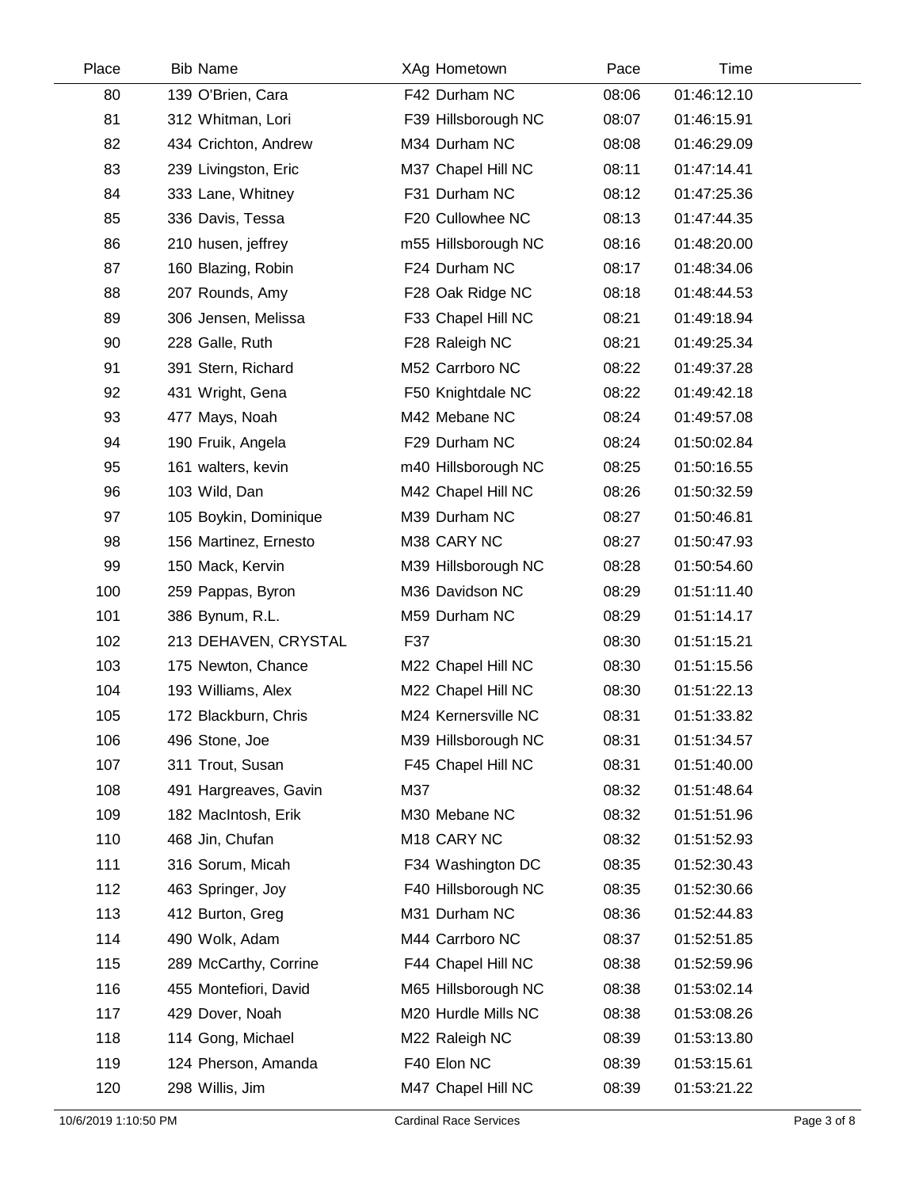| Place | Bib | Name | XAg | Hometown | Pace | Time |
|---|---|---|---|---|---|---|
| 80 | 139 | O'Brien, Cara | F42 | Durham NC | 08:06 | 01:46:12.10 |
| 81 | 312 | Whitman, Lori | F39 | Hillsborough NC | 08:07 | 01:46:15.91 |
| 82 | 434 | Crichton, Andrew | M34 | Durham NC | 08:08 | 01:46:29.09 |
| 83 | 239 | Livingston, Eric | M37 | Chapel Hill NC | 08:11 | 01:47:14.41 |
| 84 | 333 | Lane, Whitney | F31 | Durham NC | 08:12 | 01:47:25.36 |
| 85 | 336 | Davis, Tessa | F20 | Cullowhee NC | 08:13 | 01:47:44.35 |
| 86 | 210 | husen, jeffrey | m55 | Hillsborough NC | 08:16 | 01:48:20.00 |
| 87 | 160 | Blazing, Robin | F24 | Durham NC | 08:17 | 01:48:34.06 |
| 88 | 207 | Rounds, Amy | F28 | Oak Ridge NC | 08:18 | 01:48:44.53 |
| 89 | 306 | Jensen, Melissa | F33 | Chapel Hill NC | 08:21 | 01:49:18.94 |
| 90 | 228 | Galle, Ruth | F28 | Raleigh NC | 08:21 | 01:49:25.34 |
| 91 | 391 | Stern, Richard | M52 | Carrboro NC | 08:22 | 01:49:37.28 |
| 92 | 431 | Wright, Gena | F50 | Knightdale NC | 08:22 | 01:49:42.18 |
| 93 | 477 | Mays, Noah | M42 | Mebane NC | 08:24 | 01:49:57.08 |
| 94 | 190 | Fruik, Angela | F29 | Durham NC | 08:24 | 01:50:02.84 |
| 95 | 161 | walters, kevin | m40 | Hillsborough NC | 08:25 | 01:50:16.55 |
| 96 | 103 | Wild, Dan | M42 | Chapel Hill NC | 08:26 | 01:50:32.59 |
| 97 | 105 | Boykin, Dominique | M39 | Durham NC | 08:27 | 01:50:46.81 |
| 98 | 156 | Martinez, Ernesto | M38 | CARY NC | 08:27 | 01:50:47.93 |
| 99 | 150 | Mack, Kervin | M39 | Hillsborough NC | 08:28 | 01:50:54.60 |
| 100 | 259 | Pappas, Byron | M36 | Davidson NC | 08:29 | 01:51:11.40 |
| 101 | 386 | Bynum, R.L. | M59 | Durham NC | 08:29 | 01:51:14.17 |
| 102 | 213 | DEHAVEN, CRYSTAL | F37 | | 08:30 | 01:51:15.21 |
| 103 | 175 | Newton, Chance | M22 | Chapel Hill NC | 08:30 | 01:51:15.56 |
| 104 | 193 | Williams, Alex | M22 | Chapel Hill NC | 08:30 | 01:51:22.13 |
| 105 | 172 | Blackburn, Chris | M24 | Kernersville NC | 08:31 | 01:51:33.82 |
| 106 | 496 | Stone, Joe | M39 | Hillsborough NC | 08:31 | 01:51:34.57 |
| 107 | 311 | Trout, Susan | F45 | Chapel Hill NC | 08:31 | 01:51:40.00 |
| 108 | 491 | Hargreaves, Gavin | M37 | | 08:32 | 01:51:48.64 |
| 109 | 182 | MacIntosh, Erik | M30 | Mebane NC | 08:32 | 01:51:51.96 |
| 110 | 468 | Jin, Chufan | M18 | CARY NC | 08:32 | 01:51:52.93 |
| 111 | 316 | Sorum, Micah | F34 | Washington DC | 08:35 | 01:52:30.43 |
| 112 | 463 | Springer, Joy | F40 | Hillsborough NC | 08:35 | 01:52:30.66 |
| 113 | 412 | Burton, Greg | M31 | Durham NC | 08:36 | 01:52:44.83 |
| 114 | 490 | Wolk, Adam | M44 | Carrboro NC | 08:37 | 01:52:51.85 |
| 115 | 289 | McCarthy, Corrine | F44 | Chapel Hill NC | 08:38 | 01:52:59.96 |
| 116 | 455 | Montefiori, David | M65 | Hillsborough NC | 08:38 | 01:53:02.14 |
| 117 | 429 | Dover, Noah | M20 | Hurdle Mills NC | 08:38 | 01:53:08.26 |
| 118 | 114 | Gong, Michael | M22 | Raleigh NC | 08:39 | 01:53:13.80 |
| 119 | 124 | Pherson, Amanda | F40 | Elon NC | 08:39 | 01:53:15.61 |
| 120 | 298 | Willis, Jim | M47 | Chapel Hill NC | 08:39 | 01:53:21.22 |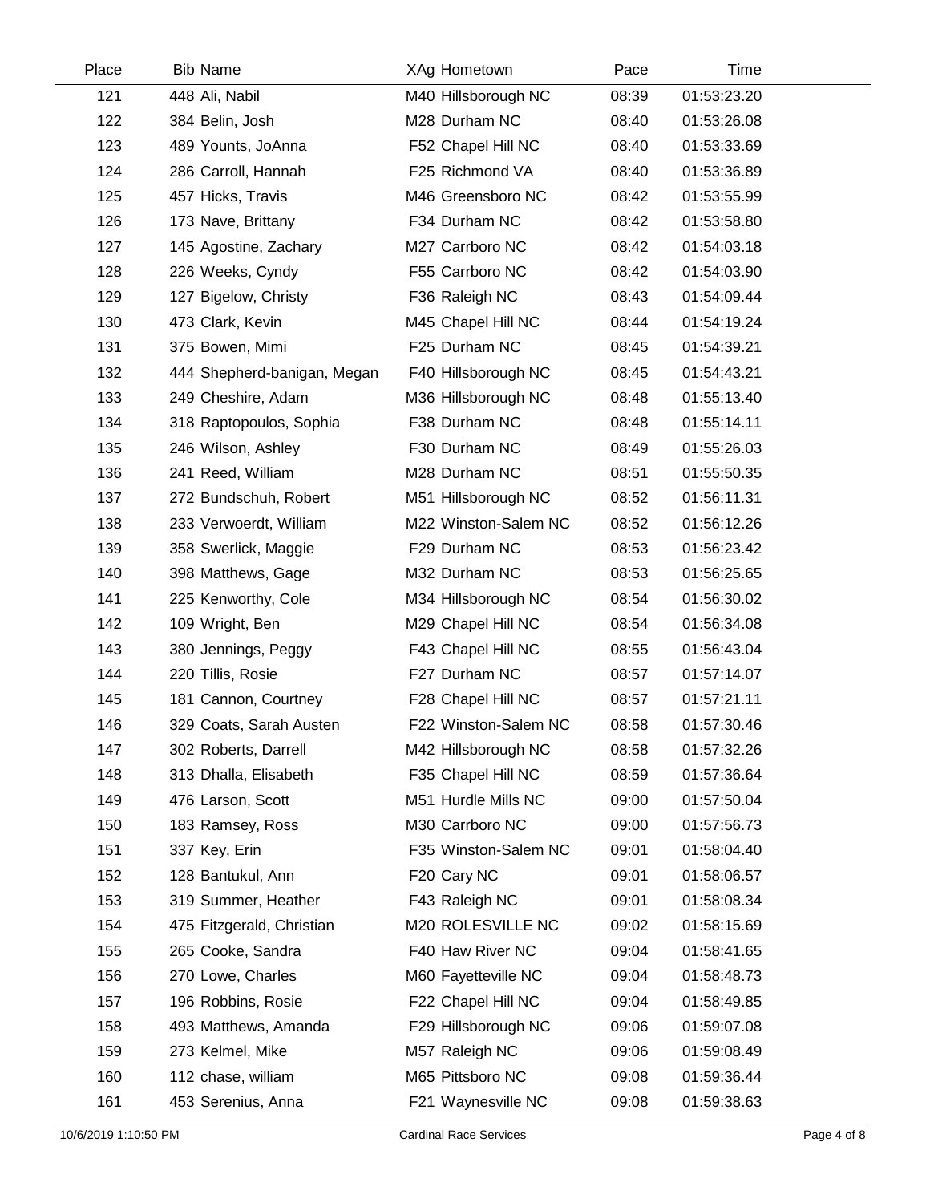| Place | Bib | Name | XAg | Hometown | Pace | Time |
|---|---|---|---|---|---|---|
| 121 | 448 | Ali, Nabil | M40 | Hillsborough NC | 08:39 | 01:53:23.20 |
| 122 | 384 | Belin, Josh | M28 | Durham NC | 08:40 | 01:53:26.08 |
| 123 | 489 | Younts, JoAnna | F52 | Chapel Hill NC | 08:40 | 01:53:33.69 |
| 124 | 286 | Carroll, Hannah | F25 | Richmond VA | 08:40 | 01:53:36.89 |
| 125 | 457 | Hicks, Travis | M46 | Greensboro NC | 08:42 | 01:53:55.99 |
| 126 | 173 | Nave, Brittany | F34 | Durham NC | 08:42 | 01:53:58.80 |
| 127 | 145 | Agostine, Zachary | M27 | Carrboro NC | 08:42 | 01:54:03.18 |
| 128 | 226 | Weeks, Cyndy | F55 | Carrboro NC | 08:42 | 01:54:03.90 |
| 129 | 127 | Bigelow, Christy | F36 | Raleigh NC | 08:43 | 01:54:09.44 |
| 130 | 473 | Clark, Kevin | M45 | Chapel Hill NC | 08:44 | 01:54:19.24 |
| 131 | 375 | Bowen, Mimi | F25 | Durham NC | 08:45 | 01:54:39.21 |
| 132 | 444 | Shepherd-banigan, Megan | F40 | Hillsborough NC | 08:45 | 01:54:43.21 |
| 133 | 249 | Cheshire, Adam | M36 | Hillsborough NC | 08:48 | 01:55:13.40 |
| 134 | 318 | Raptopoulos, Sophia | F38 | Durham NC | 08:48 | 01:55:14.11 |
| 135 | 246 | Wilson, Ashley | F30 | Durham NC | 08:49 | 01:55:26.03 |
| 136 | 241 | Reed, William | M28 | Durham NC | 08:51 | 01:55:50.35 |
| 137 | 272 | Bundschuh, Robert | M51 | Hillsborough NC | 08:52 | 01:56:11.31 |
| 138 | 233 | Verwoerdt, William | M22 | Winston-Salem NC | 08:52 | 01:56:12.26 |
| 139 | 358 | Swerlick, Maggie | F29 | Durham NC | 08:53 | 01:56:23.42 |
| 140 | 398 | Matthews, Gage | M32 | Durham NC | 08:53 | 01:56:25.65 |
| 141 | 225 | Kenworthy, Cole | M34 | Hillsborough NC | 08:54 | 01:56:30.02 |
| 142 | 109 | Wright, Ben | M29 | Chapel Hill NC | 08:54 | 01:56:34.08 |
| 143 | 380 | Jennings, Peggy | F43 | Chapel Hill NC | 08:55 | 01:56:43.04 |
| 144 | 220 | Tillis, Rosie | F27 | Durham NC | 08:57 | 01:57:14.07 |
| 145 | 181 | Cannon, Courtney | F28 | Chapel Hill NC | 08:57 | 01:57:21.11 |
| 146 | 329 | Coats, Sarah Austen | F22 | Winston-Salem NC | 08:58 | 01:57:30.46 |
| 147 | 302 | Roberts, Darrell | M42 | Hillsborough NC | 08:58 | 01:57:32.26 |
| 148 | 313 | Dhalla, Elisabeth | F35 | Chapel Hill NC | 08:59 | 01:57:36.64 |
| 149 | 476 | Larson, Scott | M51 | Hurdle Mills NC | 09:00 | 01:57:50.04 |
| 150 | 183 | Ramsey, Ross | M30 | Carrboro NC | 09:00 | 01:57:56.73 |
| 151 | 337 | Key, Erin | F35 | Winston-Salem NC | 09:01 | 01:58:04.40 |
| 152 | 128 | Bantukul, Ann | F20 | Cary NC | 09:01 | 01:58:06.57 |
| 153 | 319 | Summer, Heather | F43 | Raleigh NC | 09:01 | 01:58:08.34 |
| 154 | 475 | Fitzgerald, Christian | M20 | ROLESVILLE NC | 09:02 | 01:58:15.69 |
| 155 | 265 | Cooke, Sandra | F40 | Haw River NC | 09:04 | 01:58:41.65 |
| 156 | 270 | Lowe, Charles | M60 | Fayetteville NC | 09:04 | 01:58:48.73 |
| 157 | 196 | Robbins, Rosie | F22 | Chapel Hill NC | 09:04 | 01:58:49.85 |
| 158 | 493 | Matthews, Amanda | F29 | Hillsborough NC | 09:06 | 01:59:07.08 |
| 159 | 273 | Kelmel, Mike | M57 | Raleigh NC | 09:06 | 01:59:08.49 |
| 160 | 112 | chase, william | M65 | Pittsboro NC | 09:08 | 01:59:36.44 |
| 161 | 453 | Serenius, Anna | F21 | Waynesville NC | 09:08 | 01:59:38.63 |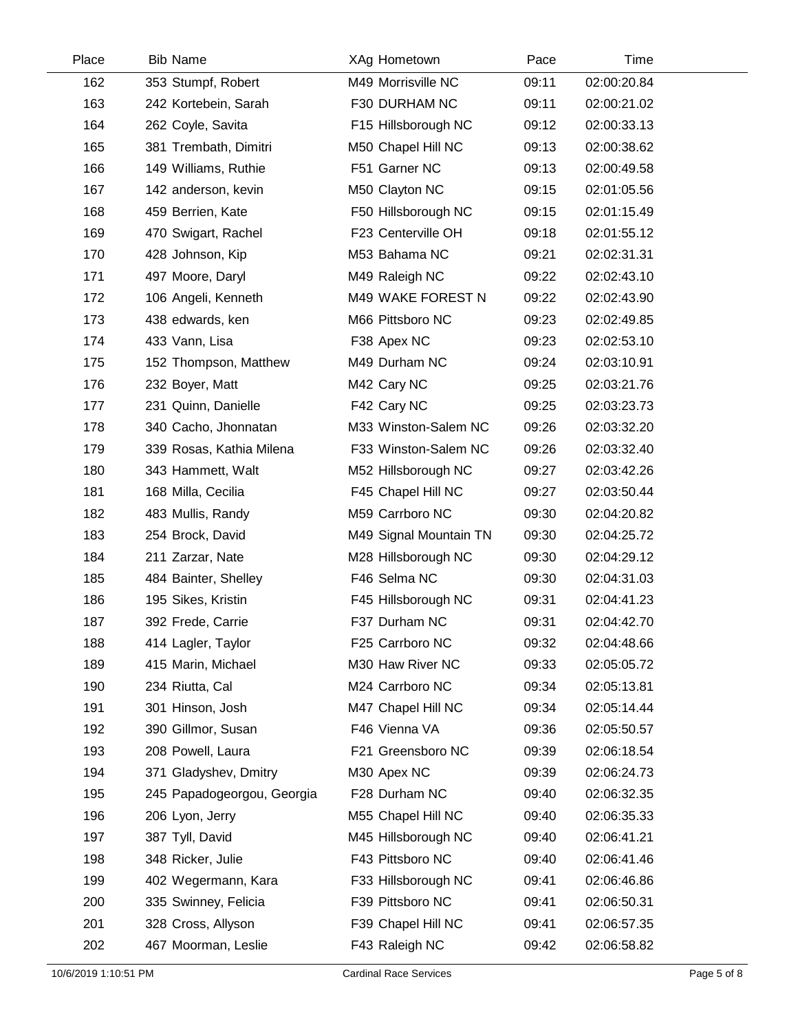| Place | Bib | Name | XAg | Hometown | Pace | Time |
|---|---|---|---|---|---|---|
| 162 | 353 | Stumpf, Robert | M49 | Morrisville NC | 09:11 | 02:00:20.84 |
| 163 | 242 | Kortebein, Sarah | F30 | DURHAM NC | 09:11 | 02:00:21.02 |
| 164 | 262 | Coyle, Savita | F15 | Hillsborough NC | 09:12 | 02:00:33.13 |
| 165 | 381 | Trembath, Dimitri | M50 | Chapel Hill NC | 09:13 | 02:00:38.62 |
| 166 | 149 | Williams, Ruthie | F51 | Garner NC | 09:13 | 02:00:49.58 |
| 167 | 142 | anderson, kevin | M50 | Clayton NC | 09:15 | 02:01:05.56 |
| 168 | 459 | Berrien, Kate | F50 | Hillsborough NC | 09:15 | 02:01:15.49 |
| 169 | 470 | Swigart, Rachel | F23 | Centerville OH | 09:18 | 02:01:55.12 |
| 170 | 428 | Johnson, Kip | M53 | Bahama NC | 09:21 | 02:02:31.31 |
| 171 | 497 | Moore, Daryl | M49 | Raleigh NC | 09:22 | 02:02:43.10 |
| 172 | 106 | Angeli, Kenneth | M49 | WAKE FOREST N | 09:22 | 02:02:43.90 |
| 173 | 438 | edwards, ken | M66 | Pittsboro NC | 09:23 | 02:02:49.85 |
| 174 | 433 | Vann, Lisa | F38 | Apex NC | 09:23 | 02:02:53.10 |
| 175 | 152 | Thompson, Matthew | M49 | Durham NC | 09:24 | 02:03:10.91 |
| 176 | 232 | Boyer, Matt | M42 | Cary NC | 09:25 | 02:03:21.76 |
| 177 | 231 | Quinn, Danielle | F42 | Cary NC | 09:25 | 02:03:23.73 |
| 178 | 340 | Cacho, Jhonnatan | M33 | Winston-Salem NC | 09:26 | 02:03:32.20 |
| 179 | 339 | Rosas, Kathia Milena | F33 | Winston-Salem NC | 09:26 | 02:03:32.40 |
| 180 | 343 | Hammett, Walt | M52 | Hillsborough NC | 09:27 | 02:03:42.26 |
| 181 | 168 | Milla, Cecilia | F45 | Chapel Hill NC | 09:27 | 02:03:50.44 |
| 182 | 483 | Mullis, Randy | M59 | Carrboro NC | 09:30 | 02:04:20.82 |
| 183 | 254 | Brock, David | M49 | Signal Mountain TN | 09:30 | 02:04:25.72 |
| 184 | 211 | Zarzar, Nate | M28 | Hillsborough NC | 09:30 | 02:04:29.12 |
| 185 | 484 | Bainter, Shelley | F46 | Selma NC | 09:30 | 02:04:31.03 |
| 186 | 195 | Sikes, Kristin | F45 | Hillsborough NC | 09:31 | 02:04:41.23 |
| 187 | 392 | Frede, Carrie | F37 | Durham NC | 09:31 | 02:04:42.70 |
| 188 | 414 | Lagler, Taylor | F25 | Carrboro NC | 09:32 | 02:04:48.66 |
| 189 | 415 | Marin, Michael | M30 | Haw River NC | 09:33 | 02:05:05.72 |
| 190 | 234 | Riutta, Cal | M24 | Carrboro NC | 09:34 | 02:05:13.81 |
| 191 | 301 | Hinson, Josh | M47 | Chapel Hill NC | 09:34 | 02:05:14.44 |
| 192 | 390 | Gillmor, Susan | F46 | Vienna VA | 09:36 | 02:05:50.57 |
| 193 | 208 | Powell, Laura | F21 | Greensboro NC | 09:39 | 02:06:18.54 |
| 194 | 371 | Gladyshev, Dmitry | M30 | Apex NC | 09:39 | 02:06:24.73 |
| 195 | 245 | Papadogeorgou, Georgia | F28 | Durham NC | 09:40 | 02:06:32.35 |
| 196 | 206 | Lyon, Jerry | M55 | Chapel Hill NC | 09:40 | 02:06:35.33 |
| 197 | 387 | Tyll, David | M45 | Hillsborough NC | 09:40 | 02:06:41.21 |
| 198 | 348 | Ricker, Julie | F43 | Pittsboro NC | 09:40 | 02:06:41.46 |
| 199 | 402 | Wegermann, Kara | F33 | Hillsborough NC | 09:41 | 02:06:46.86 |
| 200 | 335 | Swinney, Felicia | F39 | Pittsboro NC | 09:41 | 02:06:50.31 |
| 201 | 328 | Cross, Allyson | F39 | Chapel Hill NC | 09:41 | 02:06:57.35 |
| 202 | 467 | Moorman, Leslie | F43 | Raleigh NC | 09:42 | 02:06:58.82 |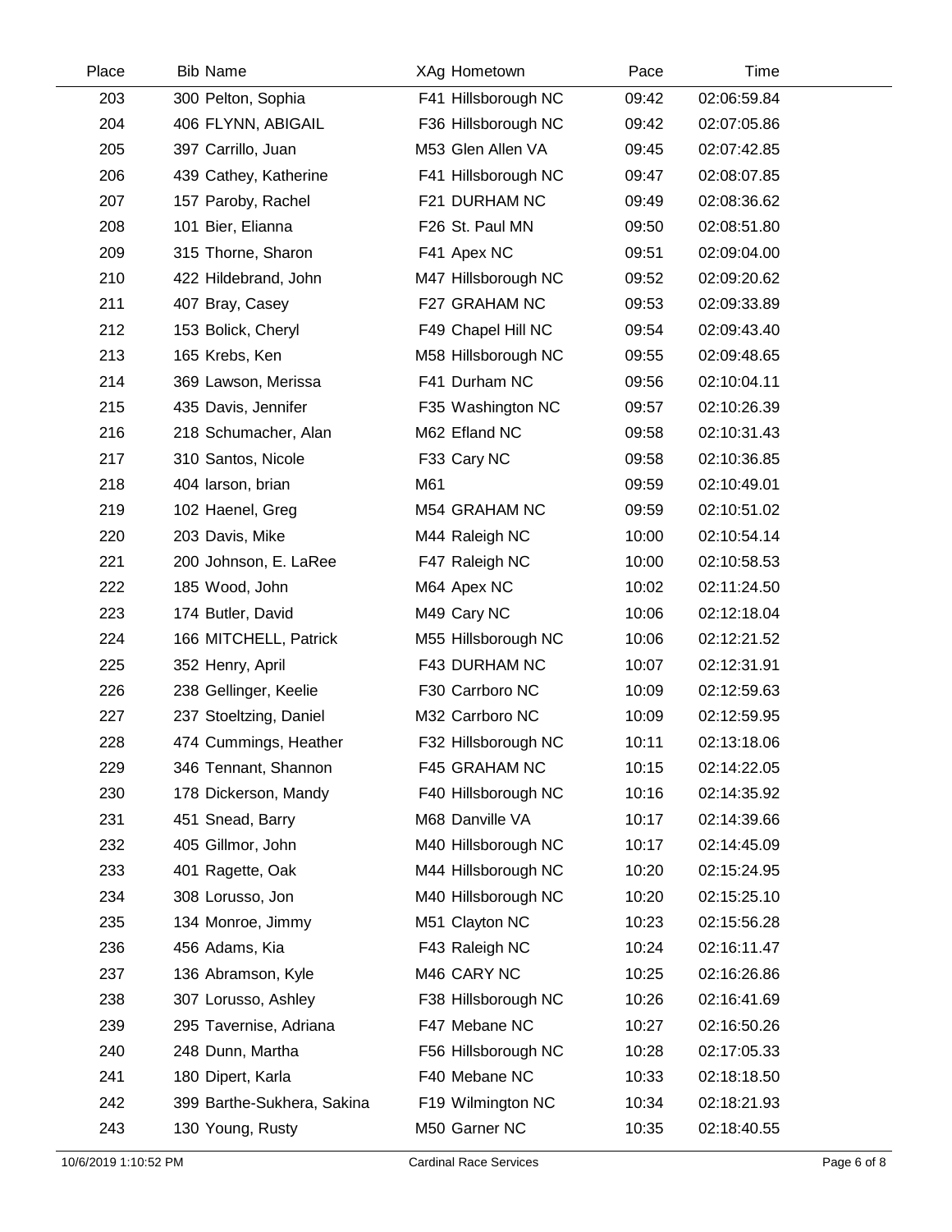| Place | Bib | Name | XAg | Hometown | Pace | Time |
|---|---|---|---|---|---|---|
| 203 | 300 | Pelton, Sophia | F41 | Hillsborough NC | 09:42 | 02:06:59.84 |
| 204 | 406 | FLYNN, ABIGAIL | F36 | Hillsborough NC | 09:42 | 02:07:05.86 |
| 205 | 397 | Carrillo, Juan | M53 | Glen Allen VA | 09:45 | 02:07:42.85 |
| 206 | 439 | Cathey, Katherine | F41 | Hillsborough NC | 09:47 | 02:08:07.85 |
| 207 | 157 | Paroby, Rachel | F21 | DURHAM NC | 09:49 | 02:08:36.62 |
| 208 | 101 | Bier, Elianna | F26 | St. Paul MN | 09:50 | 02:08:51.80 |
| 209 | 315 | Thorne, Sharon | F41 | Apex NC | 09:51 | 02:09:04.00 |
| 210 | 422 | Hildebrand, John | M47 | Hillsborough NC | 09:52 | 02:09:20.62 |
| 211 | 407 | Bray, Casey | F27 | GRAHAM NC | 09:53 | 02:09:33.89 |
| 212 | 153 | Bolick, Cheryl | F49 | Chapel Hill NC | 09:54 | 02:09:43.40 |
| 213 | 165 | Krebs, Ken | M58 | Hillsborough NC | 09:55 | 02:09:48.65 |
| 214 | 369 | Lawson, Merissa | F41 | Durham NC | 09:56 | 02:10:04.11 |
| 215 | 435 | Davis, Jennifer | F35 | Washington NC | 09:57 | 02:10:26.39 |
| 216 | 218 | Schumacher, Alan | M62 | Efland NC | 09:58 | 02:10:31.43 |
| 217 | 310 | Santos, Nicole | F33 | Cary NC | 09:58 | 02:10:36.85 |
| 218 | 404 | larson, brian | M61 | | 09:59 | 02:10:49.01 |
| 219 | 102 | Haenel, Greg | M54 | GRAHAM NC | 09:59 | 02:10:51.02 |
| 220 | 203 | Davis, Mike | M44 | Raleigh NC | 10:00 | 02:10:54.14 |
| 221 | 200 | Johnson, E. LaRee | F47 | Raleigh NC | 10:00 | 02:10:58.53 |
| 222 | 185 | Wood, John | M64 | Apex NC | 10:02 | 02:11:24.50 |
| 223 | 174 | Butler, David | M49 | Cary NC | 10:06 | 02:12:18.04 |
| 224 | 166 | MITCHELL, Patrick | M55 | Hillsborough NC | 10:06 | 02:12:21.52 |
| 225 | 352 | Henry, April | F43 | DURHAM NC | 10:07 | 02:12:31.91 |
| 226 | 238 | Gellinger, Keelie | F30 | Carrboro NC | 10:09 | 02:12:59.63 |
| 227 | 237 | Stoeltzing, Daniel | M32 | Carrboro NC | 10:09 | 02:12:59.95 |
| 228 | 474 | Cummings, Heather | F32 | Hillsborough NC | 10:11 | 02:13:18.06 |
| 229 | 346 | Tennant, Shannon | F45 | GRAHAM NC | 10:15 | 02:14:22.05 |
| 230 | 178 | Dickerson, Mandy | F40 | Hillsborough NC | 10:16 | 02:14:35.92 |
| 231 | 451 | Snead, Barry | M68 | Danville VA | 10:17 | 02:14:39.66 |
| 232 | 405 | Gillmor, John | M40 | Hillsborough NC | 10:17 | 02:14:45.09 |
| 233 | 401 | Ragette, Oak | M44 | Hillsborough NC | 10:20 | 02:15:24.95 |
| 234 | 308 | Lorusso, Jon | M40 | Hillsborough NC | 10:20 | 02:15:25.10 |
| 235 | 134 | Monroe, Jimmy | M51 | Clayton NC | 10:23 | 02:15:56.28 |
| 236 | 456 | Adams, Kia | F43 | Raleigh NC | 10:24 | 02:16:11.47 |
| 237 | 136 | Abramson, Kyle | M46 | CARY NC | 10:25 | 02:16:26.86 |
| 238 | 307 | Lorusso, Ashley | F38 | Hillsborough NC | 10:26 | 02:16:41.69 |
| 239 | 295 | Tavernise, Adriana | F47 | Mebane NC | 10:27 | 02:16:50.26 |
| 240 | 248 | Dunn, Martha | F56 | Hillsborough NC | 10:28 | 02:17:05.33 |
| 241 | 180 | Dipert, Karla | F40 | Mebane NC | 10:33 | 02:18:18.50 |
| 242 | 399 | Barthe-Sukhera, Sakina | F19 | Wilmington NC | 10:34 | 02:18:21.93 |
| 243 | 130 | Young, Rusty | M50 | Garner NC | 10:35 | 02:18:40.55 |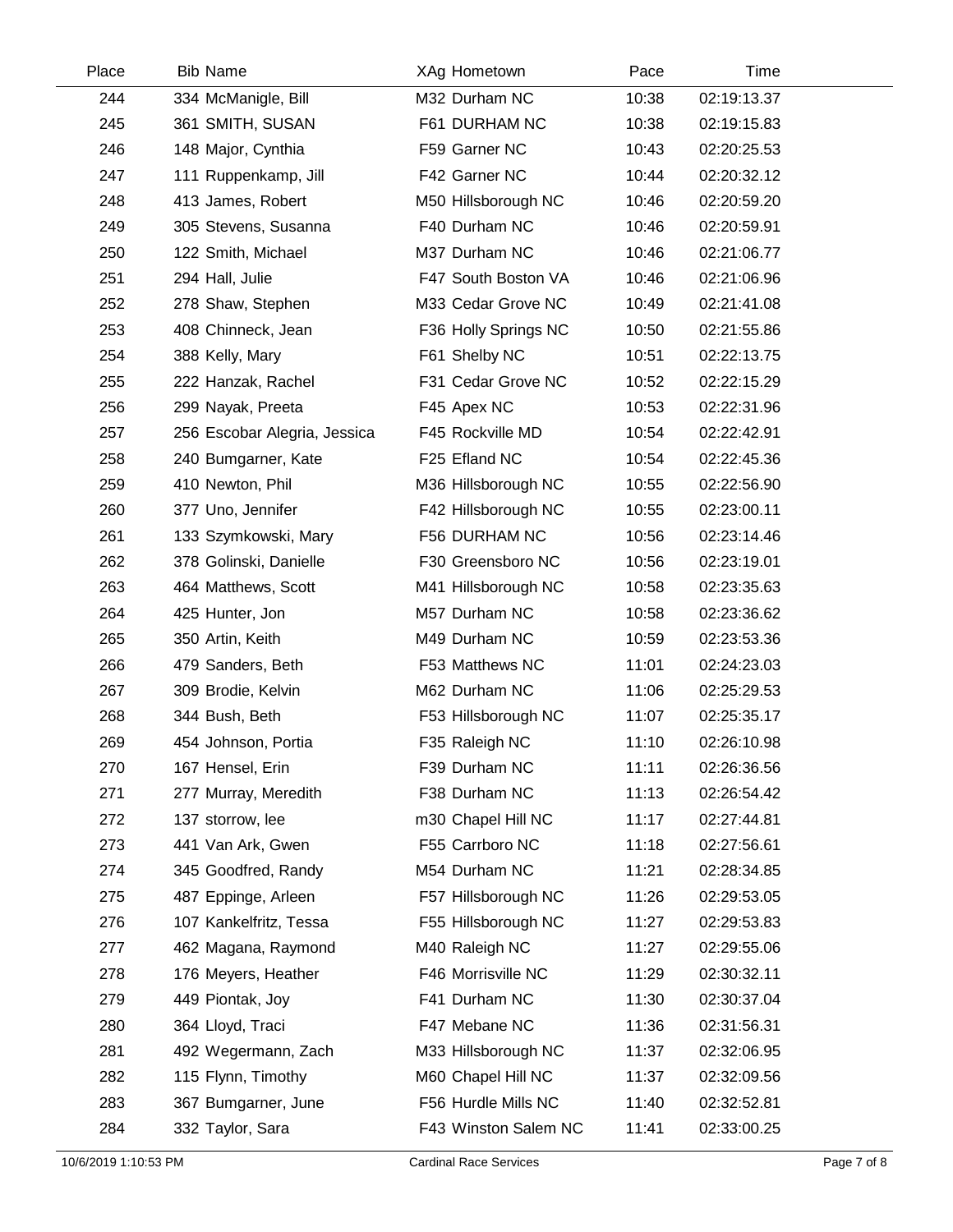| Place | Bib | Name | XAg | Hometown | Pace | Time |
|---|---|---|---|---|---|---|
| 244 | 334 | McManigle, Bill | M32 | Durham NC | 10:38 | 02:19:13.37 |
| 245 | 361 | SMITH, SUSAN | F61 | DURHAM NC | 10:38 | 02:19:15.83 |
| 246 | 148 | Major, Cynthia | F59 | Garner NC | 10:43 | 02:20:25.53 |
| 247 | 111 | Ruppenkamp, Jill | F42 | Garner NC | 10:44 | 02:20:32.12 |
| 248 | 413 | James, Robert | M50 | Hillsborough NC | 10:46 | 02:20:59.20 |
| 249 | 305 | Stevens, Susanna | F40 | Durham NC | 10:46 | 02:20:59.91 |
| 250 | 122 | Smith, Michael | M37 | Durham NC | 10:46 | 02:21:06.77 |
| 251 | 294 | Hall, Julie | F47 | South Boston VA | 10:46 | 02:21:06.96 |
| 252 | 278 | Shaw, Stephen | M33 | Cedar Grove NC | 10:49 | 02:21:41.08 |
| 253 | 408 | Chinneck, Jean | F36 | Holly Springs NC | 10:50 | 02:21:55.86 |
| 254 | 388 | Kelly, Mary | F61 | Shelby NC | 10:51 | 02:22:13.75 |
| 255 | 222 | Hanzak, Rachel | F31 | Cedar Grove NC | 10:52 | 02:22:15.29 |
| 256 | 299 | Nayak, Preeta | F45 | Apex NC | 10:53 | 02:22:31.96 |
| 257 | 256 | Escobar Alegria, Jessica | F45 | Rockville MD | 10:54 | 02:22:42.91 |
| 258 | 240 | Bumgarner, Kate | F25 | Efland NC | 10:54 | 02:22:45.36 |
| 259 | 410 | Newton, Phil | M36 | Hillsborough NC | 10:55 | 02:22:56.90 |
| 260 | 377 | Uno, Jennifer | F42 | Hillsborough NC | 10:55 | 02:23:00.11 |
| 261 | 133 | Szymkowski, Mary | F56 | DURHAM NC | 10:56 | 02:23:14.46 |
| 262 | 378 | Golinski, Danielle | F30 | Greensboro NC | 10:56 | 02:23:19.01 |
| 263 | 464 | Matthews, Scott | M41 | Hillsborough NC | 10:58 | 02:23:35.63 |
| 264 | 425 | Hunter, Jon | M57 | Durham NC | 10:58 | 02:23:36.62 |
| 265 | 350 | Artin, Keith | M49 | Durham NC | 10:59 | 02:23:53.36 |
| 266 | 479 | Sanders, Beth | F53 | Matthews NC | 11:01 | 02:24:23.03 |
| 267 | 309 | Brodie, Kelvin | M62 | Durham NC | 11:06 | 02:25:29.53 |
| 268 | 344 | Bush, Beth | F53 | Hillsborough NC | 11:07 | 02:25:35.17 |
| 269 | 454 | Johnson, Portia | F35 | Raleigh NC | 11:10 | 02:26:10.98 |
| 270 | 167 | Hensel, Erin | F39 | Durham NC | 11:11 | 02:26:36.56 |
| 271 | 277 | Murray, Meredith | F38 | Durham NC | 11:13 | 02:26:54.42 |
| 272 | 137 | storrow, lee | m30 | Chapel Hill NC | 11:17 | 02:27:44.81 |
| 273 | 441 | Van Ark, Gwen | F55 | Carrboro NC | 11:18 | 02:27:56.61 |
| 274 | 345 | Goodfred, Randy | M54 | Durham NC | 11:21 | 02:28:34.85 |
| 275 | 487 | Eppinge, Arleen | F57 | Hillsborough NC | 11:26 | 02:29:53.05 |
| 276 | 107 | Kankelfritz, Tessa | F55 | Hillsborough NC | 11:27 | 02:29:53.83 |
| 277 | 462 | Magana, Raymond | M40 | Raleigh NC | 11:27 | 02:29:55.06 |
| 278 | 176 | Meyers, Heather | F46 | Morrisville NC | 11:29 | 02:30:32.11 |
| 279 | 449 | Piontak, Joy | F41 | Durham NC | 11:30 | 02:30:37.04 |
| 280 | 364 | Lloyd, Traci | F47 | Mebane NC | 11:36 | 02:31:56.31 |
| 281 | 492 | Wegermann, Zach | M33 | Hillsborough NC | 11:37 | 02:32:06.95 |
| 282 | 115 | Flynn, Timothy | M60 | Chapel Hill NC | 11:37 | 02:32:09.56 |
| 283 | 367 | Bumgarner, June | F56 | Hurdle Mills NC | 11:40 | 02:32:52.81 |
| 284 | 332 | Taylor, Sara | F43 | Winston Salem NC | 11:41 | 02:33:00.25 |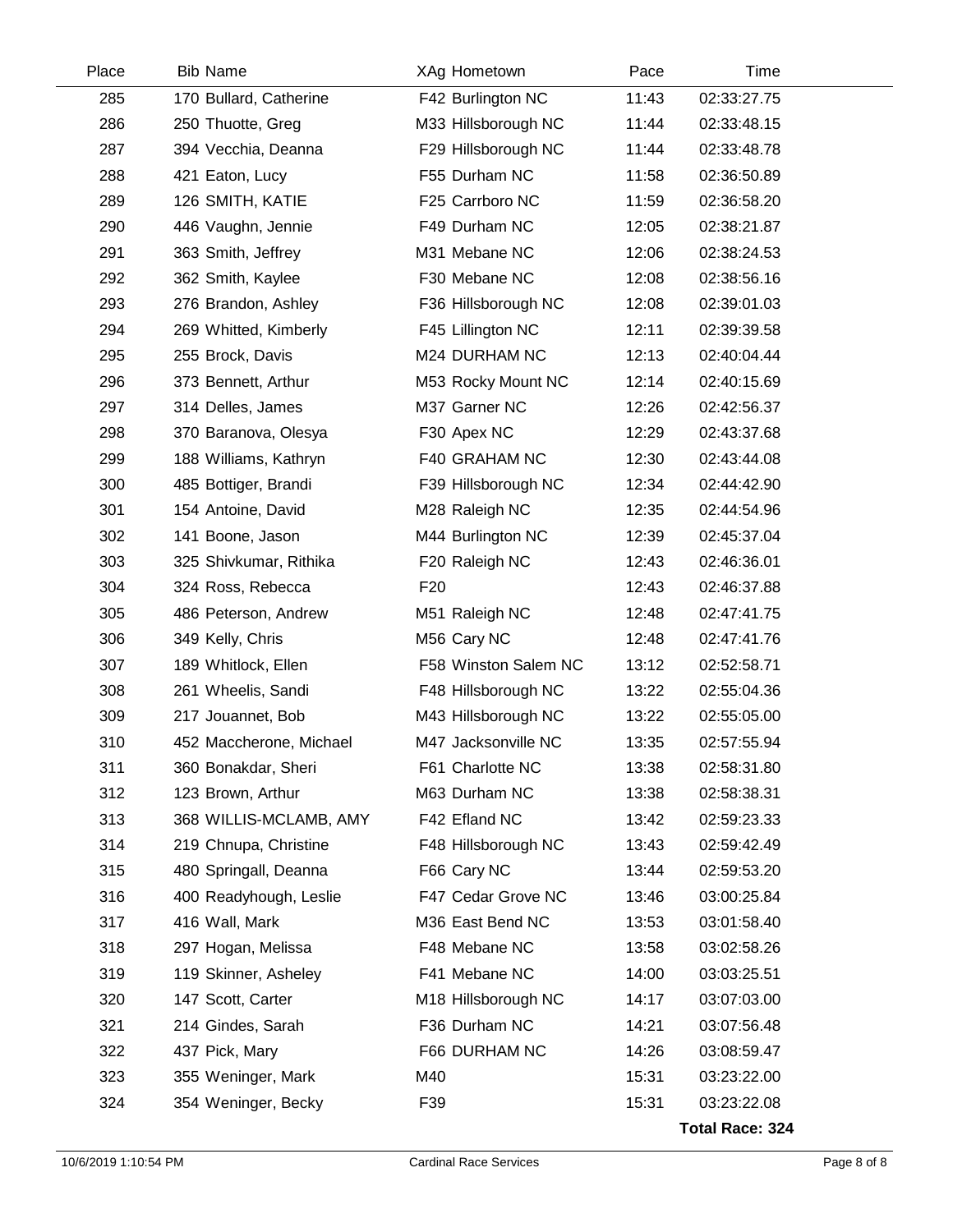| Place | Bib | Name | XAg | Hometown | Pace | Time |
|---|---|---|---|---|---|---|
| 285 | 170 | Bullard, Catherine | F42 | Burlington NC | 11:43 | 02:33:27.75 |
| 286 | 250 | Thuotte, Greg | M33 | Hillsborough NC | 11:44 | 02:33:48.15 |
| 287 | 394 | Vecchia, Deanna | F29 | Hillsborough NC | 11:44 | 02:33:48.78 |
| 288 | 421 | Eaton, Lucy | F55 | Durham NC | 11:58 | 02:36:50.89 |
| 289 | 126 | SMITH, KATIE | F25 | Carrboro NC | 11:59 | 02:36:58.20 |
| 290 | 446 | Vaughn, Jennie | F49 | Durham NC | 12:05 | 02:38:21.87 |
| 291 | 363 | Smith, Jeffrey | M31 | Mebane NC | 12:06 | 02:38:24.53 |
| 292 | 362 | Smith, Kaylee | F30 | Mebane NC | 12:08 | 02:38:56.16 |
| 293 | 276 | Brandon, Ashley | F36 | Hillsborough NC | 12:08 | 02:39:01.03 |
| 294 | 269 | Whitted, Kimberly | F45 | Lillington NC | 12:11 | 02:39:39.58 |
| 295 | 255 | Brock, Davis | M24 | DURHAM NC | 12:13 | 02:40:04.44 |
| 296 | 373 | Bennett, Arthur | M53 | Rocky Mount NC | 12:14 | 02:40:15.69 |
| 297 | 314 | Delles, James | M37 | Garner NC | 12:26 | 02:42:56.37 |
| 298 | 370 | Baranova, Olesya | F30 | Apex NC | 12:29 | 02:43:37.68 |
| 299 | 188 | Williams, Kathryn | F40 | GRAHAM NC | 12:30 | 02:43:44.08 |
| 300 | 485 | Bottiger, Brandi | F39 | Hillsborough NC | 12:34 | 02:44:42.90 |
| 301 | 154 | Antoine, David | M28 | Raleigh NC | 12:35 | 02:44:54.96 |
| 302 | 141 | Boone, Jason | M44 | Burlington NC | 12:39 | 02:45:37.04 |
| 303 | 325 | Shivkumar, Rithika | F20 | Raleigh NC | 12:43 | 02:46:36.01 |
| 304 | 324 | Ross, Rebecca | F20 | | 12:43 | 02:46:37.88 |
| 305 | 486 | Peterson, Andrew | M51 | Raleigh NC | 12:48 | 02:47:41.75 |
| 306 | 349 | Kelly, Chris | M56 | Cary NC | 12:48 | 02:47:41.76 |
| 307 | 189 | Whitlock, Ellen | F58 | Winston Salem NC | 13:12 | 02:52:58.71 |
| 308 | 261 | Wheelis, Sandi | F48 | Hillsborough NC | 13:22 | 02:55:04.36 |
| 309 | 217 | Jouannet, Bob | M43 | Hillsborough NC | 13:22 | 02:55:05.00 |
| 310 | 452 | Maccherone, Michael | M47 | Jacksonville NC | 13:35 | 02:57:55.94 |
| 311 | 360 | Bonakdar, Sheri | F61 | Charlotte NC | 13:38 | 02:58:31.80 |
| 312 | 123 | Brown, Arthur | M63 | Durham NC | 13:38 | 02:58:38.31 |
| 313 | 368 | WILLIS-MCLAMB, AMY | F42 | Efland NC | 13:42 | 02:59:23.33 |
| 314 | 219 | Chnupa, Christine | F48 | Hillsborough NC | 13:43 | 02:59:42.49 |
| 315 | 480 | Springall, Deanna | F66 | Cary NC | 13:44 | 02:59:53.20 |
| 316 | 400 | Readyhough, Leslie | F47 | Cedar Grove NC | 13:46 | 03:00:25.84 |
| 317 | 416 | Wall, Mark | M36 | East Bend NC | 13:53 | 03:01:58.40 |
| 318 | 297 | Hogan, Melissa | F48 | Mebane NC | 13:58 | 03:02:58.26 |
| 319 | 119 | Skinner, Asheley | F41 | Mebane NC | 14:00 | 03:03:25.51 |
| 320 | 147 | Scott, Carter | M18 | Hillsborough NC | 14:17 | 03:07:03.00 |
| 321 | 214 | Gindes, Sarah | F36 | Durham NC | 14:21 | 03:07:56.48 |
| 322 | 437 | Pick, Mary | F66 | DURHAM NC | 14:26 | 03:08:59.47 |
| 323 | 355 | Weninger, Mark | M40 | | 15:31 | 03:23:22.00 |
| 324 | 354 | Weninger, Becky | F39 | | 15:31 | 03:23:22.08 |

**Total Race: 324**